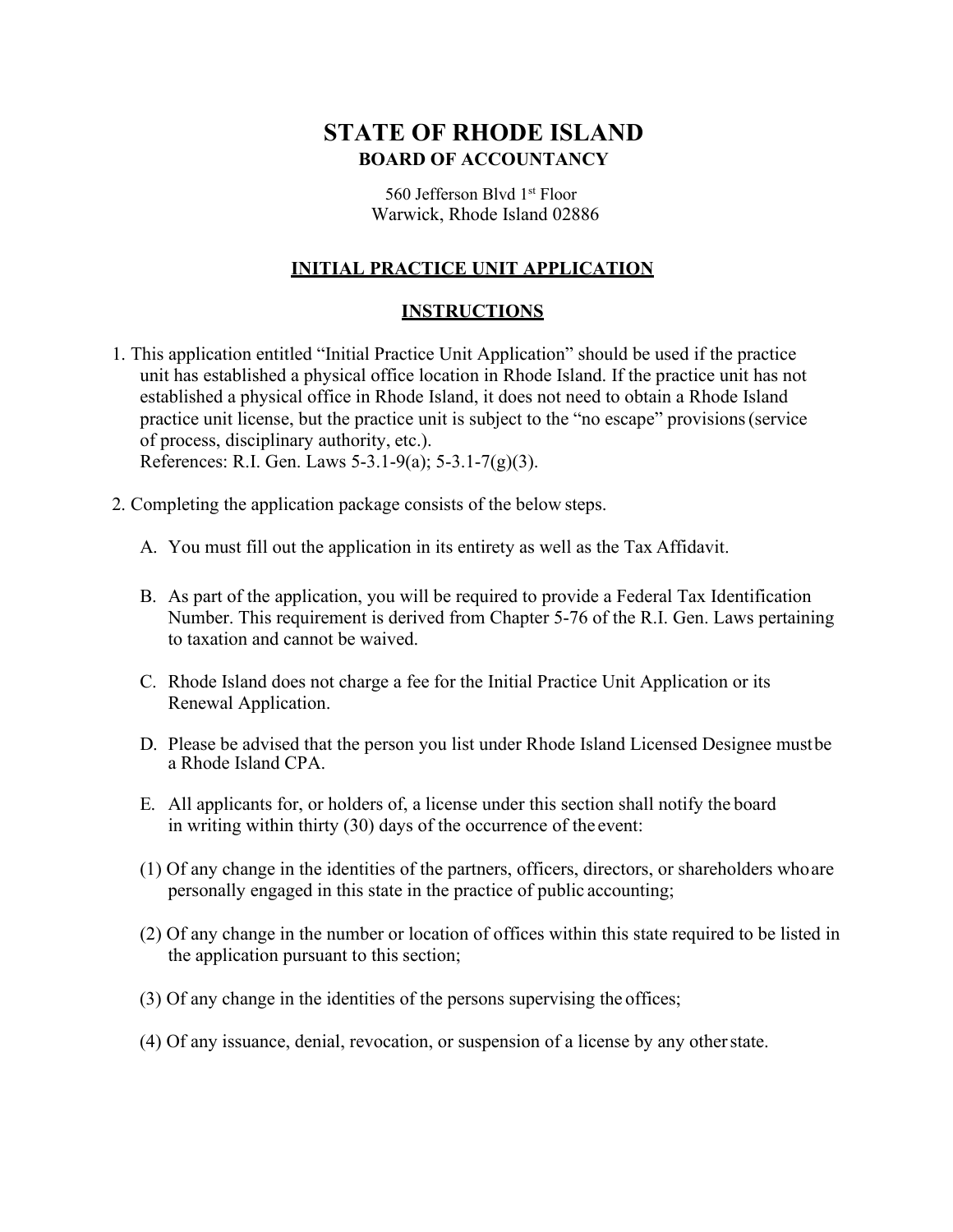# STATE OF RHODE ISLAND

## BOARD OF ACCOUNTANCY

560 Jefferson Blvd 1st Floor
Warwick, Rhode Island 02886

### INITIAL PRACTICE UNIT APPLICATION

### INSTRUCTIONS

1. This application entitled "Initial Practice Unit Application" should be used if the practice unit has established a physical office location in Rhode Island. If the practice unit has not established a physical office in Rhode Island, it does not need to obtain a Rhode Island practice unit license, but the practice unit is subject to the "no escape" provisions (service of process, disciplinary authority, etc.).
   References: R.I. Gen. Laws 5-3.1-9(a); 5-3.1-7(g)(3).

2. Completing the application package consists of the below steps.

   A. You must fill out the application in its entirety as well as the Tax Affidavit.

   B. As part of the application, you will be required to provide a Federal Tax Identification Number. This requirement is derived from Chapter 5-76 of the R.I. Gen. Laws pertaining to taxation and cannot be waived.

   C. Rhode Island does not charge a fee for the Initial Practice Unit Application or its Renewal Application.

   D. Please be advised that the person you list under Rhode Island Licensed Designee must be a Rhode Island CPA.

   E. All applicants for, or holders of, a license under this section shall notify the board in writing within thirty (30) days of the occurrence of the event:

   (1) Of any change in the identities of the partners, officers, directors, or shareholders who are personally engaged in this state in the practice of public accounting;

   (2) Of any change in the number or location of offices within this state required to be listed in the application pursuant to this section;

   (3) Of any change in the identities of the persons supervising the offices;

   (4) Of any issuance, denial, revocation, or suspension of a license by any other state.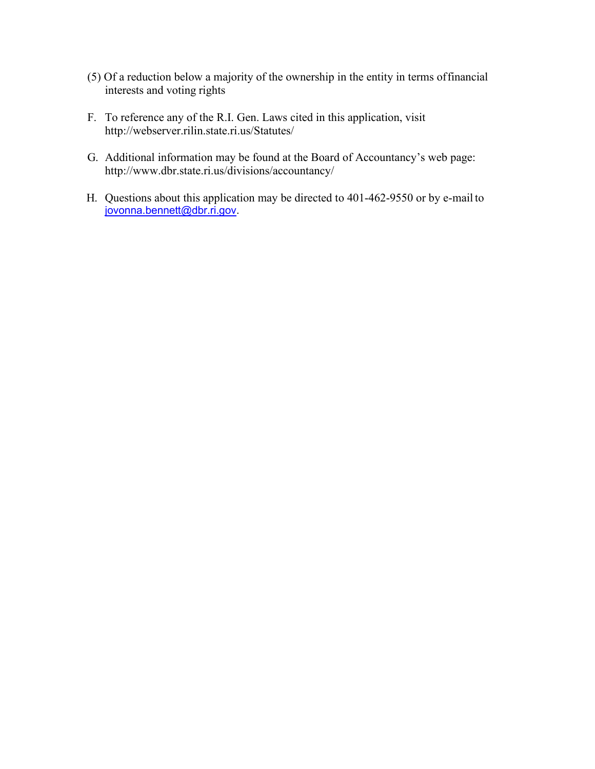(5) Of a reduction below a majority of the ownership in the entity in terms of financial interests and voting rights

F. To reference any of the R.I. Gen. Laws cited in this application, visit http://webserver.rilin.state.ri.us/Statutes/

G. Additional information may be found at the Board of Accountancy's web page: http://www.dbr.state.ri.us/divisions/accountancy/

H. Questions about this application may be directed to 401-462-9550 or by e-mail to jovonna.bennett@dbr.ri.gov.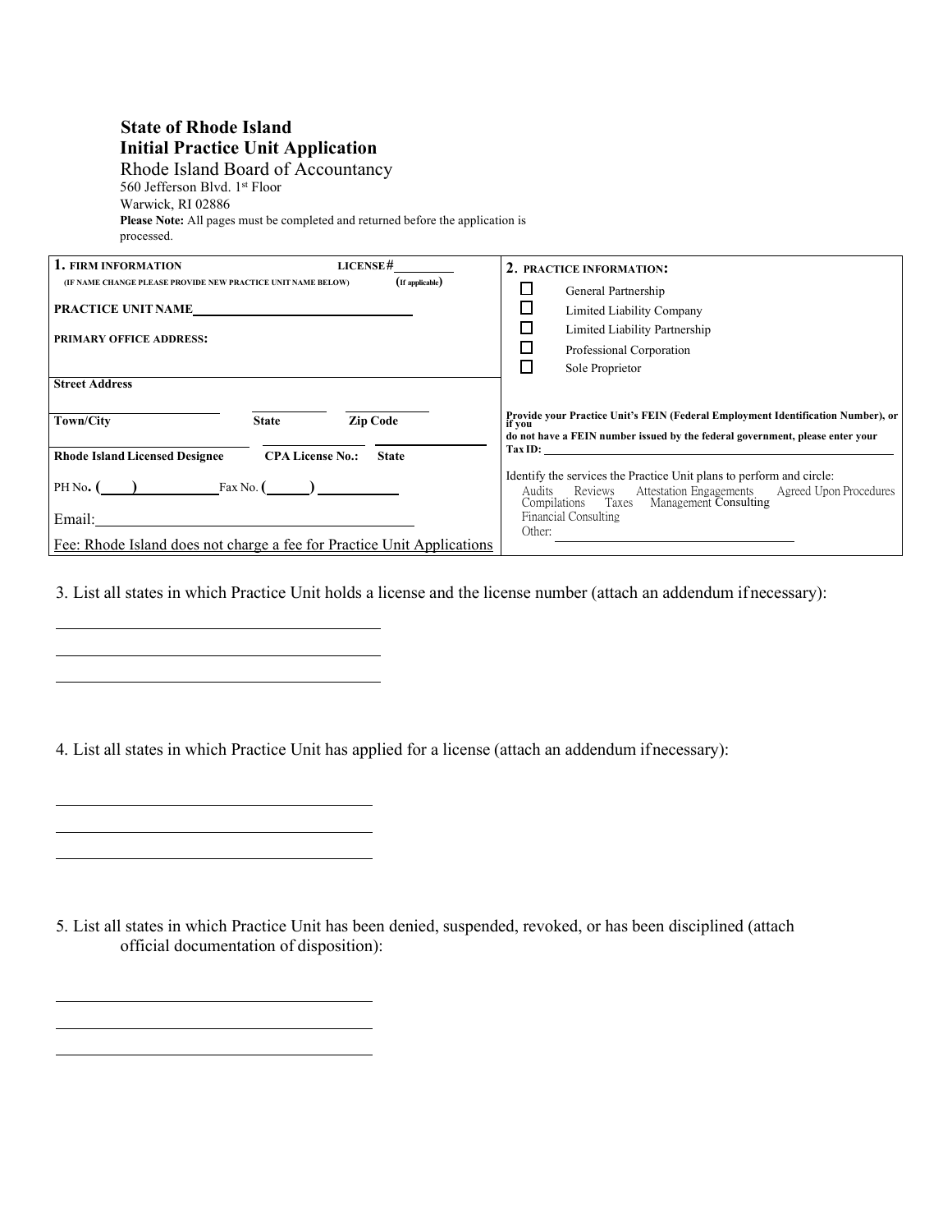**State of Rhode Island**
**Initial Practice Unit Application**

Rhode Island Board of Accountancy
560 Jefferson Blvd. 1st Floor
Warwick, RI 02886

**Please Note:** All pages must be completed and returned before the application is processed.

| **1. FIRM INFORMATION** LICENSE# ________ (If applicable) | **2. PRACTICE INFORMATION:** |
|---|---|
| (IF NAME CHANGE PLEASE PROVIDE NEW PRACTICE UNIT NAME BELOW) | ☐ General Partnership |
| **PRACTICE UNIT NAME** ______________________________ | ☐ Limited Liability Company |
| **PRIMARY OFFICE ADDRESS:** | ☐ Limited Liability Partnership |
| | ☐ Professional Corporation |
| | ☐ Sole Proprietor |
| **Street Address** | |
| ______________ ________ ________ | |
| **Town/City** **State** **Zip Code** | **Provide your Practice Unit's FEIN (Federal Employment Identification Number), or if you do not have a FEIN number issued by the federal government, please enter your Tax ID:** ______________________________ |
| ______________ ________ ________ | |
| **Rhode Island Licensed Designee** **CPA License No.:** **State** | Identify the services the Practice Unit plans to perform and circle: |
| PH No. (____) __________ Fax No. (____) __________ | Audits Reviews Attestation Engagements Agreed Upon Procedures Compilations Taxes Management Consulting Financial Consulting |
| Email: ______________________________ | Other: ______________________________ |
| Fee: Rhode Island does not charge a fee for Practice Unit Applications | |

3. List all states in which Practice Unit holds a license and the license number (attach an addendum if necessary):

______________________________

______________________________

______________________________

4. List all states in which Practice Unit has applied for a license (attach an addendum if necessary):

______________________________

______________________________

______________________________

5. List all states in which Practice Unit has been denied, suspended, revoked, or has been disciplined (attach official documentation of disposition):

______________________________

______________________________

______________________________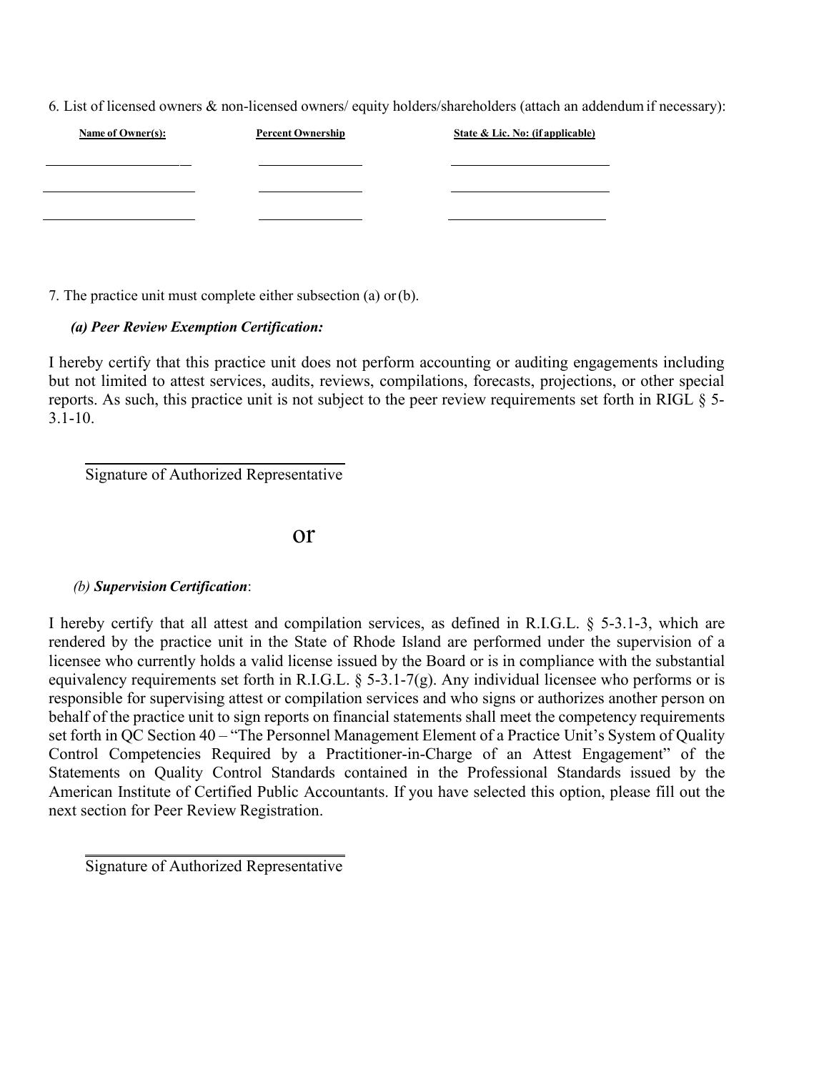6. List of licensed owners & non-licensed owners/ equity holders/shareholders (attach an addendum if necessary):

| Name of Owner(s): | Percent Ownership | State & Lic. No: (if applicable) |
| --- | --- | --- |
| | | |
| | | |
| | | |

7. The practice unit must complete either subsection (a) or (b).

***(a) Peer Review Exemption Certification:***

I hereby certify that this practice unit does not perform accounting or auditing engagements including but not limited to attest services, audits, reviews, compilations, forecasts, projections, or other special reports. As such, this practice unit is not subject to the peer review requirements set forth in RIGL § 5-3.1-10.

\_\_\_\_\_\_\_\_\_\_\_\_\_\_\_\_\_\_\_\_\_\_\_\_\_\_\_\_\_\_\_\_
Signature of Authorized Representative

or

*(b)* ***Supervision Certification***:

I hereby certify that all attest and compilation services, as defined in R.I.G.L. § 5-3.1-3, which are rendered by the practice unit in the State of Rhode Island are performed under the supervision of a licensee who currently holds a valid license issued by the Board or is in compliance with the substantial equivalency requirements set forth in R.I.G.L. § 5-3.1-7(g). Any individual licensee who performs or is responsible for supervising attest or compilation services and who signs or authorizes another person on behalf of the practice unit to sign reports on financial statements shall meet the competency requirements set forth in QC Section 40 – "The Personnel Management Element of a Practice Unit's System of Quality Control Competencies Required by a Practitioner-in-Charge of an Attest Engagement" of the Statements on Quality Control Standards contained in the Professional Standards issued by the American Institute of Certified Public Accountants. If you have selected this option, please fill out the next section for Peer Review Registration.

\_\_\_\_\_\_\_\_\_\_\_\_\_\_\_\_\_\_\_\_\_\_\_\_\_\_\_\_\_\_\_\_
Signature of Authorized Representative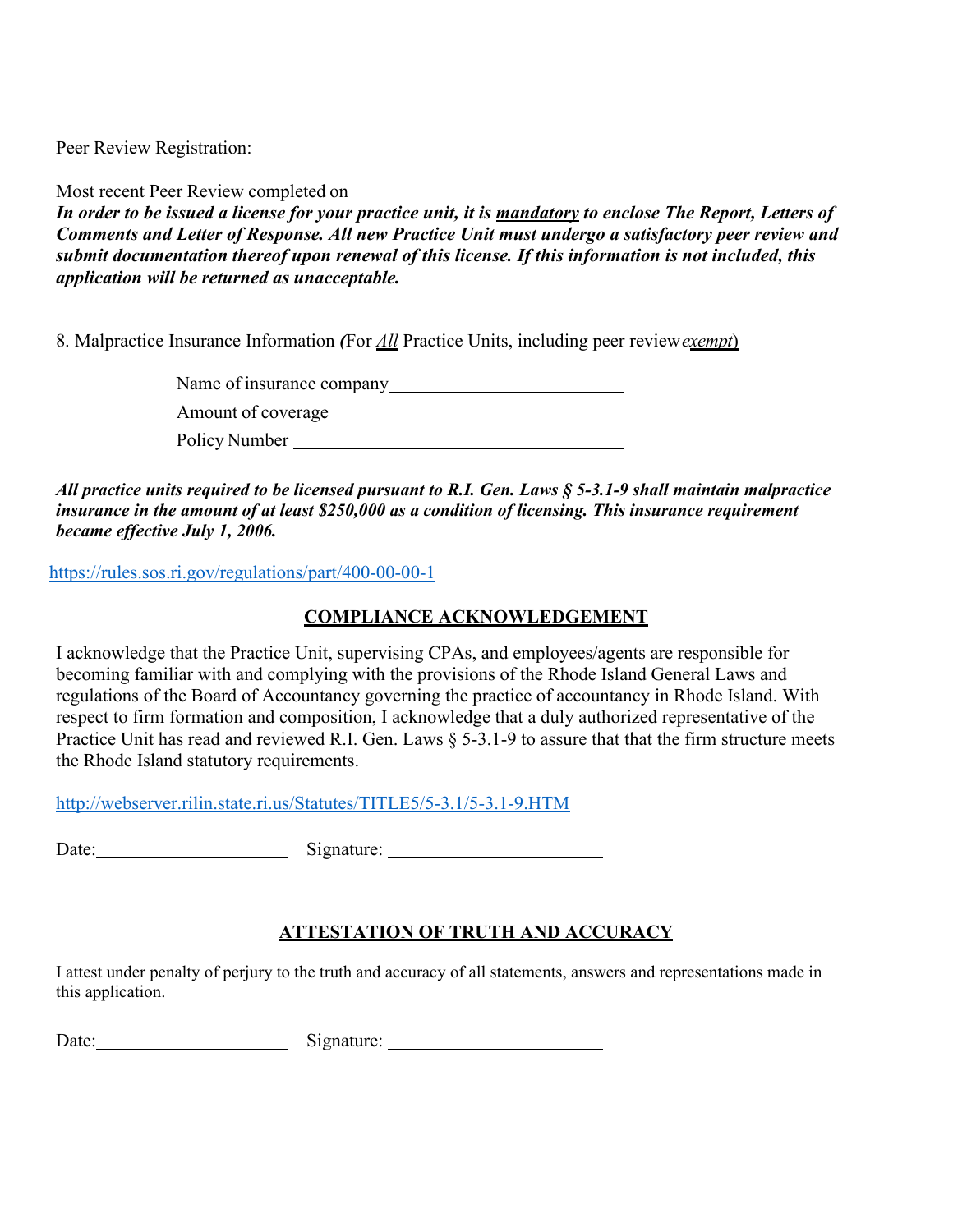Peer Review Registration:

Most recent Peer Review completed on\_\_\_\_\_\_\_\_\_\_\_\_\_\_\_\_\_\_\_\_\_\_\_\_\_\_\_\_\_\_\_\_\_\_\_\_\_\_\_\_

***In order to be issued a license for your practice unit, it is <u>mandatory</u> to enclose The Report, Letters of Comments and Letter of Response. All new Practice Unit must undergo a satisfactory peer review and submit documentation thereof upon renewal of this license. If this information is not included, this application will be returned as unacceptable.***

8. Malpractice Insurance Information ***(***For ***<u>All</u>*** Practice Units, including peer review ***<u>exempt</u>***)

Name of insurance company\_\_\_\_\_\_\_\_\_\_\_\_\_\_\_\_\_\_\_\_\_\_\_\_\_\_

Amount of coverage \_\_\_\_\_\_\_\_\_\_\_\_\_\_\_\_\_\_\_\_\_\_\_\_\_\_\_\_\_\_\_

Policy Number \_\_\_\_\_\_\_\_\_\_\_\_\_\_\_\_\_\_\_\_\_\_\_\_\_\_\_\_\_\_\_\_\_\_\_

***All practice units required to be licensed pursuant to R.I. Gen. Laws § 5-3.1-9 shall maintain malpractice insurance in the amount of at least $250,000 as a condition of licensing. This insurance requirement became effective July 1, 2006.***

https://rules.sos.ri.gov/regulations/part/400-00-00-1

## COMPLIANCE ACKNOWLEDGEMENT

I acknowledge that the Practice Unit, supervising CPAs, and employees/agents are responsible for becoming familiar with and complying with the provisions of the Rhode Island General Laws and regulations of the Board of Accountancy governing the practice of accountancy in Rhode Island. With respect to firm formation and composition, I acknowledge that a duly authorized representative of the Practice Unit has read and reviewed R.I. Gen. Laws § 5-3.1-9 to assure that that the firm structure meets the Rhode Island statutory requirements.

http://webserver.rilin.state.ri.us/Statutes/TITLE5/5-3.1/5-3.1-9.HTM

Date:\_\_\_\_\_\_\_\_\_\_\_\_\_\_\_\_\_\_\_\_\_ Signature: \_\_\_\_\_\_\_\_\_\_\_\_\_\_\_\_\_\_\_\_\_\_\_

## ATTESTATION OF TRUTH AND ACCURACY

I attest under penalty of perjury to the truth and accuracy of all statements, answers and representations made in this application.

Date:\_\_\_\_\_\_\_\_\_\_\_\_\_\_\_\_\_\_\_\_\_ Signature: \_\_\_\_\_\_\_\_\_\_\_\_\_\_\_\_\_\_\_\_\_\_\_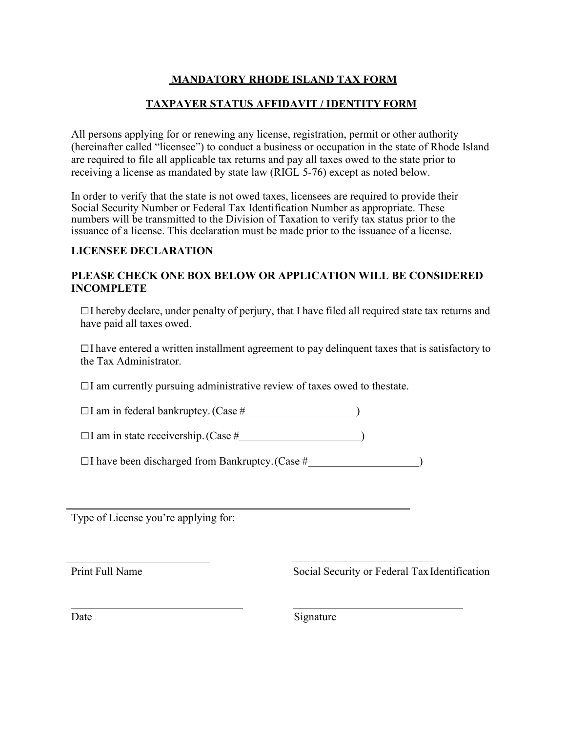## MANDATORY RHODE ISLAND TAX FORM

## TAXPAYER STATUS AFFIDAVIT / IDENTITY FORM

All persons applying for or renewing any license, registration, permit or other authority (hereinafter called "licensee") to conduct a business or occupation in the state of Rhode Island are required to file all applicable tax returns and pay all taxes owed to the state prior to receiving a license as mandated by state law (RIGL 5-76) except as noted below.

In order to verify that the state is not owed taxes, licensees are required to provide their Social Security Number or Federal Tax Identification Number as appropriate. These numbers will be transmitted to the Division of Taxation to verify tax status prior to the issuance of a license. This declaration must be made prior to the issuance of a license.

**LICENSEE DECLARATION**

**PLEASE CHECK ONE BOX BELOW OR APPLICATION WILL BE CONSIDERED INCOMPLETE**

☐ I hereby declare, under penalty of perjury, that I have filed all required state tax returns and have paid all taxes owed.

☐ I have entered a written installment agreement to pay delinquent taxes that is satisfactory to the Tax Administrator.

☐ I am currently pursuing administrative review of taxes owed to thestate.

☐ I am in federal bankruptcy. (Case #\_\_\_\_\_\_\_\_\_\_\_\_\_\_\_\_\_\_\_\_)

☐ I am in state receivership. (Case #\_\_\_\_\_\_\_\_\_\_\_\_\_\_\_\_\_\_\_\_\_\_)

☐ I have been discharged from Bankruptcy. (Case #\_\_\_\_\_\_\_\_\_\_\_\_\_\_\_\_\_\_\_\_)

\_\_\_\_\_\_\_\_\_\_\_\_\_\_\_\_\_\_\_\_\_\_\_\_\_\_\_\_\_\_\_\_\_\_\_\_\_\_\_\_\_\_\_\_\_\_\_\_\_\_

Type of License you're applying for:

\_\_\_\_\_\_\_\_\_\_\_\_\_\_\_\_\_\_\_\_\_\_\_\_\_\_\_\_\_\_

Print Full Name

\_\_\_\_\_\_\_\_\_\_\_\_\_\_\_\_\_\_\_\_\_\_\_\_\_\_\_\_\_\_

Social Security or Federal Tax Identification

\_\_\_\_\_\_\_\_\_\_\_\_\_\_\_\_\_\_\_\_\_\_\_\_\_\_\_\_\_\_

Date

\_\_\_\_\_\_\_\_\_\_\_\_\_\_\_\_\_\_\_\_\_\_\_\_\_\_\_\_\_\_

Signature